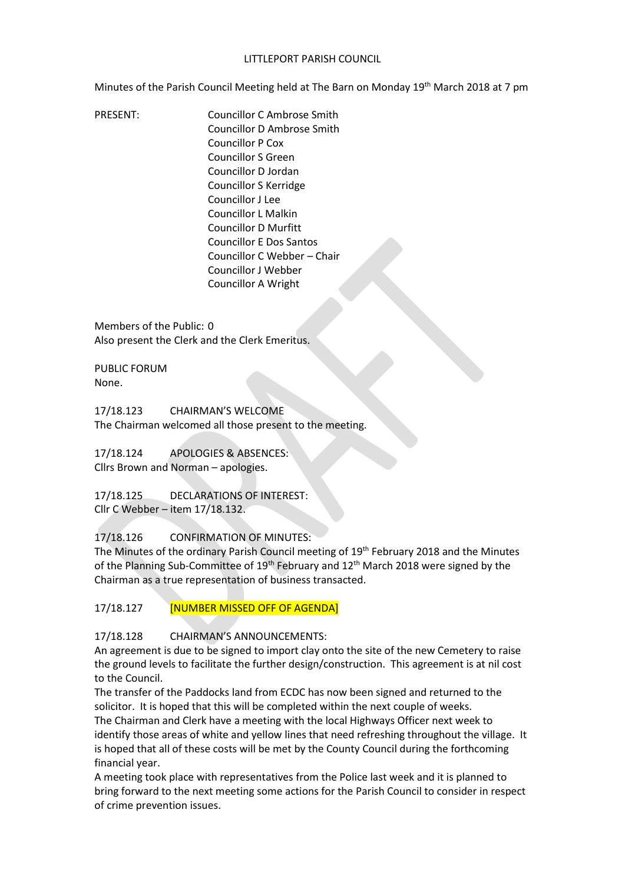# LITTLEPORT PARISH COUNCIL

Minutes of the Parish Council Meeting held at The Barn on Monday 19th March 2018 at 7 pm

PRESENT:

Councillor C Ambrose Smith
Councillor D Ambrose Smith
Councillor P Cox
Councillor S Green
Councillor D Jordan
Councillor S Kerridge
Councillor J Lee
Councillor L Malkin
Councillor D Murfitt
Councillor E Dos Santos
Councillor C Webber – Chair
Councillor J Webber
Councillor A Wright

Members of the Public: 0
Also present the Clerk and the Clerk Emeritus.

PUBLIC FORUM
None.

17/18.123 CHAIRMAN'S WELCOME
The Chairman welcomed all those present to the meeting.

17/18.124 APOLOGIES & ABSENCES:
Cllrs Brown and Norman – apologies.

17/18.125 DECLARATIONS OF INTEREST:
Cllr C Webber – item 17/18.132.

17/18.126 CONFIRMATION OF MINUTES:
The Minutes of the ordinary Parish Council meeting of 19th February 2018 and the Minutes of the Planning Sub-Committee of 19th February and 12th March 2018 were signed by the Chairman as a true representation of business transacted.

17/18.127 [NUMBER MISSED OFF OF AGENDA]

17/18.128 CHAIRMAN'S ANNOUNCEMENTS:
An agreement is due to be signed to import clay onto the site of the new Cemetery to raise the ground levels to facilitate the further design/construction. This agreement is at nil cost to the Council.
The transfer of the Paddocks land from ECDC has now been signed and returned to the solicitor. It is hoped that this will be completed within the next couple of weeks.
The Chairman and Clerk have a meeting with the local Highways Officer next week to identify those areas of white and yellow lines that need refreshing throughout the village. It is hoped that all of these costs will be met by the County Council during the forthcoming financial year.
A meeting took place with representatives from the Police last week and it is planned to bring forward to the next meeting some actions for the Parish Council to consider in respect of crime prevention issues.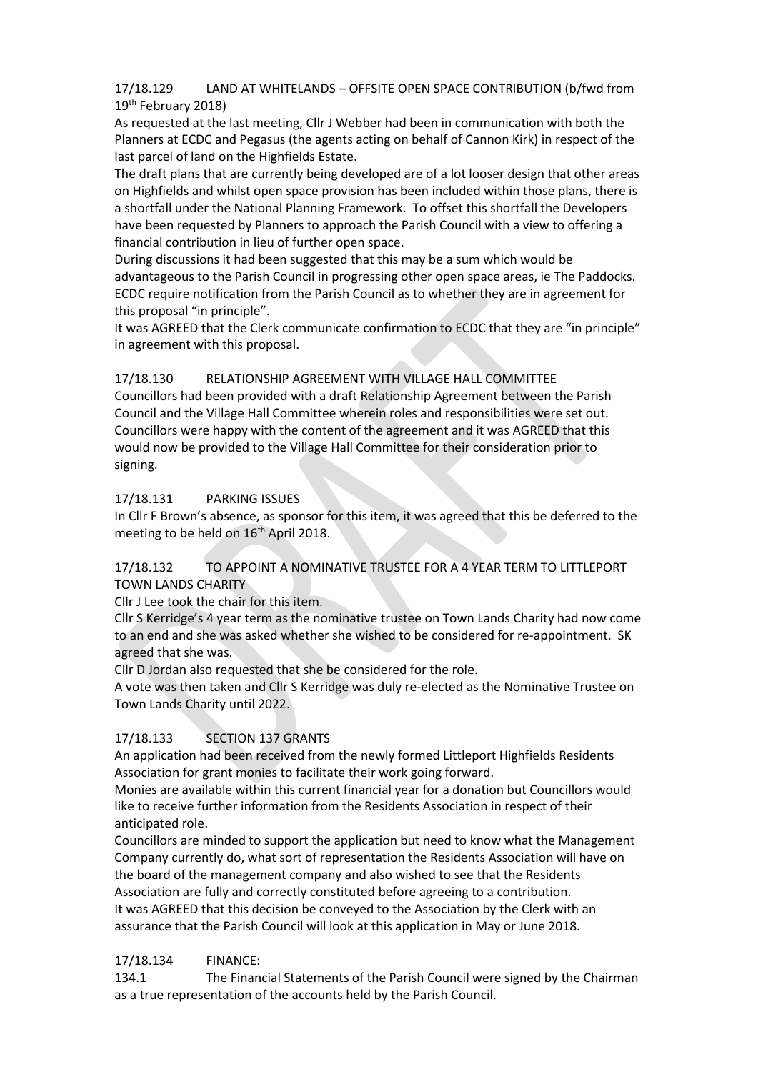17/18.129 LAND AT WHITELANDS – OFFSITE OPEN SPACE CONTRIBUTION (b/fwd from 19th February 2018)

As requested at the last meeting, Cllr J Webber had been in communication with both the Planners at ECDC and Pegasus (the agents acting on behalf of Cannon Kirk) in respect of the last parcel of land on the Highfields Estate.

The draft plans that are currently being developed are of a lot looser design that other areas on Highfields and whilst open space provision has been included within those plans, there is a shortfall under the National Planning Framework. To offset this shortfall the Developers have been requested by Planners to approach the Parish Council with a view to offering a financial contribution in lieu of further open space.

During discussions it had been suggested that this may be a sum which would be advantageous to the Parish Council in progressing other open space areas, ie The Paddocks. ECDC require notification from the Parish Council as to whether they are in agreement for this proposal "in principle".

It was AGREED that the Clerk communicate confirmation to ECDC that they are "in principle" in agreement with this proposal.

17/18.130 RELATIONSHIP AGREEMENT WITH VILLAGE HALL COMMITTEE

Councillors had been provided with a draft Relationship Agreement between the Parish Council and the Village Hall Committee wherein roles and responsibilities were set out. Councillors were happy with the content of the agreement and it was AGREED that this would now be provided to the Village Hall Committee for their consideration prior to signing.

17/18.131 PARKING ISSUES

In Cllr F Brown's absence, as sponsor for this item, it was agreed that this be deferred to the meeting to be held on 16th April 2018.

17/18.132 TO APPOINT A NOMINATIVE TRUSTEE FOR A 4 YEAR TERM TO LITTLEPORT TOWN LANDS CHARITY

Cllr J Lee took the chair for this item.

Cllr S Kerridge's 4 year term as the nominative trustee on Town Lands Charity had now come to an end and she was asked whether she wished to be considered for re-appointment. SK agreed that she was.

Cllr D Jordan also requested that she be considered for the role.

A vote was then taken and Cllr S Kerridge was duly re-elected as the Nominative Trustee on Town Lands Charity until 2022.

17/18.133 SECTION 137 GRANTS

An application had been received from the newly formed Littleport Highfields Residents Association for grant monies to facilitate their work going forward.

Monies are available within this current financial year for a donation but Councillors would like to receive further information from the Residents Association in respect of their anticipated role.

Councillors are minded to support the application but need to know what the Management Company currently do, what sort of representation the Residents Association will have on the board of the management company and also wished to see that the Residents Association are fully and correctly constituted before agreeing to a contribution.

It was AGREED that this decision be conveyed to the Association by the Clerk with an assurance that the Parish Council will look at this application in May or June 2018.

17/18.134 FINANCE:

134.1 The Financial Statements of the Parish Council were signed by the Chairman as a true representation of the accounts held by the Parish Council.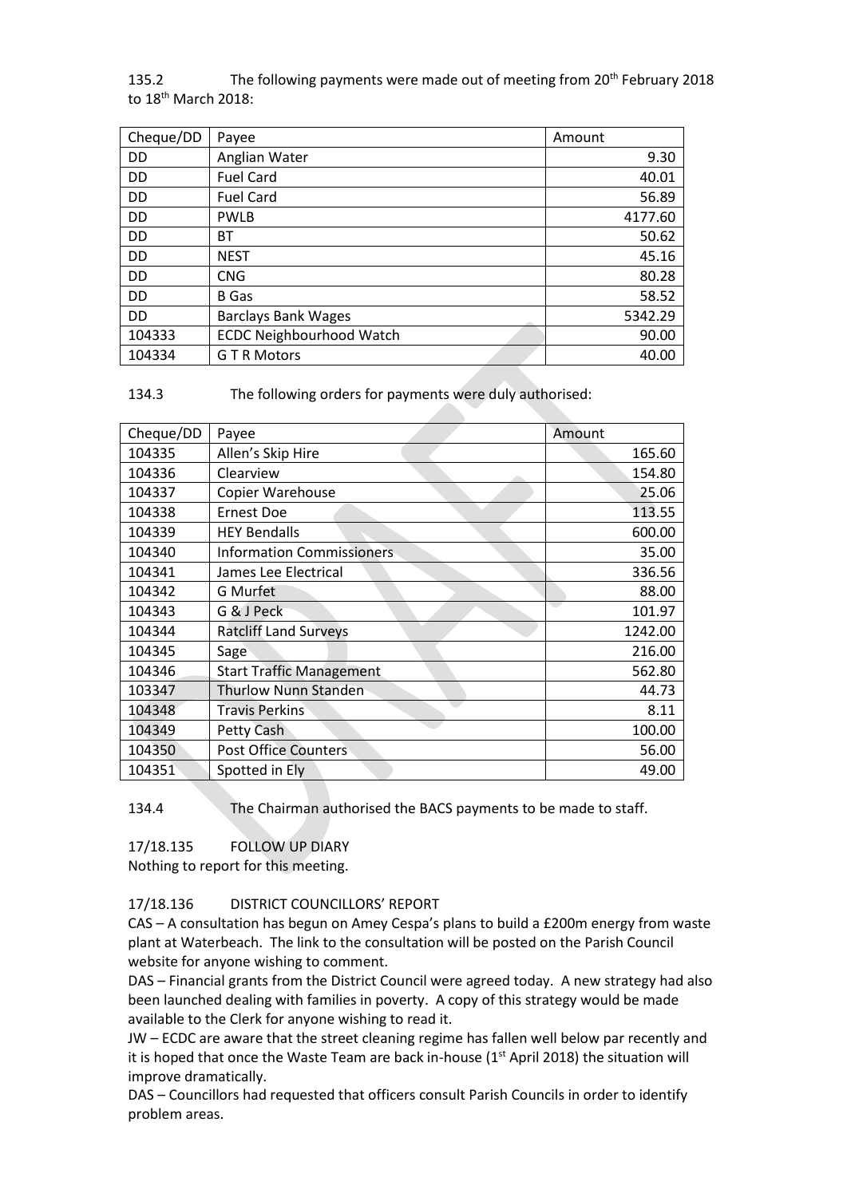135.2 The following payments were made out of meeting from 20th February 2018 to 18th March 2018:

| Cheque/DD | Payee | Amount |
|---|---|---|
| DD | Anglian Water | 9.30 |
| DD | Fuel Card | 40.01 |
| DD | Fuel Card | 56.89 |
| DD | PWLB | 4177.60 |
| DD | BT | 50.62 |
| DD | NEST | 45.16 |
| DD | CNG | 80.28 |
| DD | B Gas | 58.52 |
| DD | Barclays Bank Wages | 5342.29 |
| 104333 | ECDC Neighbourhood Watch | 90.00 |
| 104334 | G T R Motors | 40.00 |

134.3 The following orders for payments were duly authorised:

| Cheque/DD | Payee | Amount |
|---|---|---|
| 104335 | Allen's Skip Hire | 165.60 |
| 104336 | Clearview | 154.80 |
| 104337 | Copier Warehouse | 25.06 |
| 104338 | Ernest Doe | 113.55 |
| 104339 | HEY Bendalls | 600.00 |
| 104340 | Information Commissioners | 35.00 |
| 104341 | James Lee Electrical | 336.56 |
| 104342 | G Murfet | 88.00 |
| 104343 | G & J Peck | 101.97 |
| 104344 | Ratcliff Land Surveys | 1242.00 |
| 104345 | Sage | 216.00 |
| 104346 | Start Traffic Management | 562.80 |
| 103347 | Thurlow Nunn Standen | 44.73 |
| 104348 | Travis Perkins | 8.11 |
| 104349 | Petty Cash | 100.00 |
| 104350 | Post Office Counters | 56.00 |
| 104351 | Spotted in Ely | 49.00 |

134.4 The Chairman authorised the BACS payments to be made to staff.

17/18.135 FOLLOW UP DIARY

Nothing to report for this meeting.

17/18.136 DISTRICT COUNCILLORS' REPORT

CAS – A consultation has begun on Amey Cespa's plans to build a £200m energy from waste plant at Waterbeach. The link to the consultation will be posted on the Parish Council website for anyone wishing to comment.

DAS – Financial grants from the District Council were agreed today. A new strategy had also been launched dealing with families in poverty. A copy of this strategy would be made available to the Clerk for anyone wishing to read it.

JW – ECDC are aware that the street cleaning regime has fallen well below par recently and it is hoped that once the Waste Team are back in-house (1st April 2018) the situation will improve dramatically.

DAS – Councillors had requested that officers consult Parish Councils in order to identify problem areas.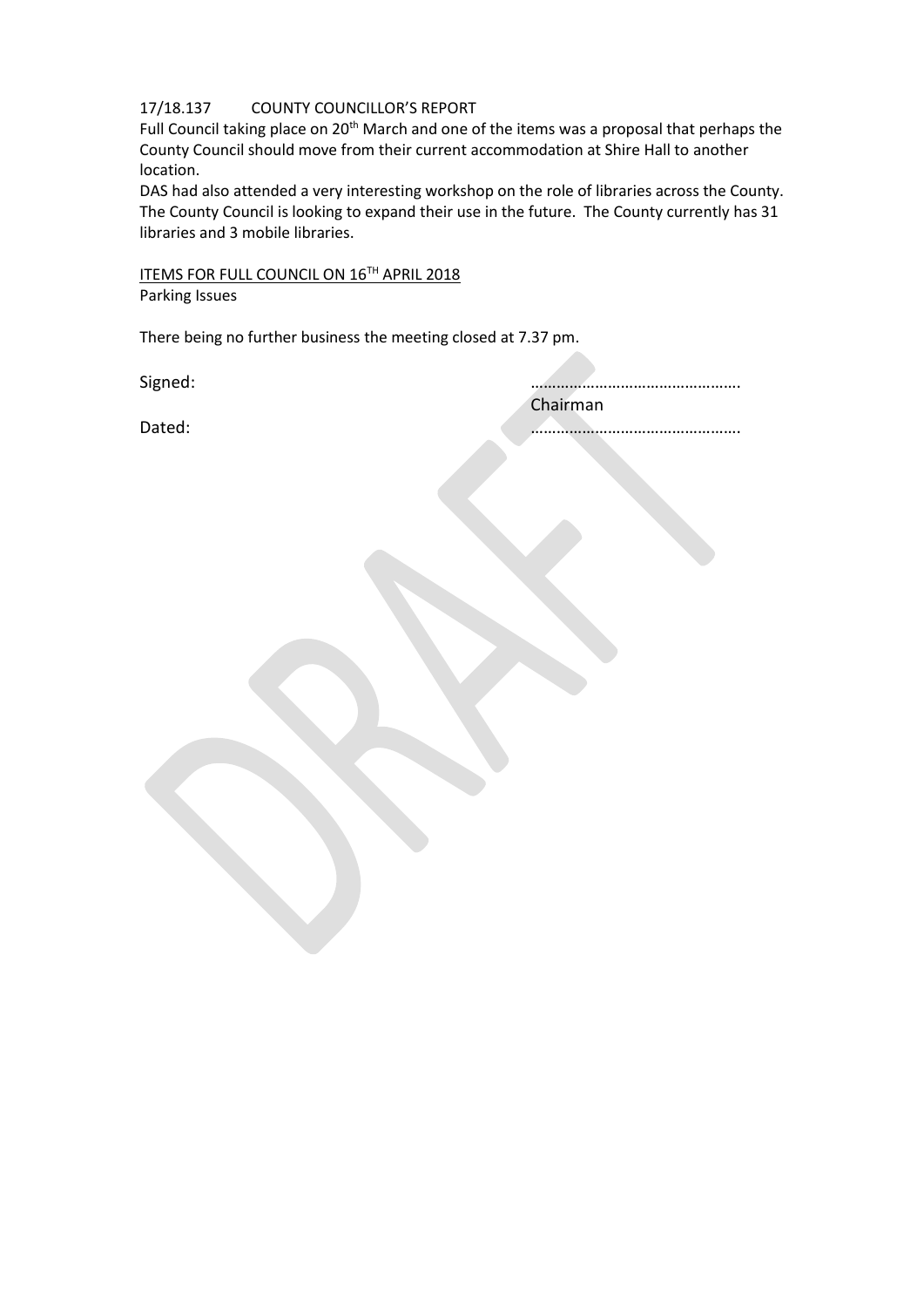17/18.137 COUNTY COUNCILLOR'S REPORT

Full Council taking place on 20th March and one of the items was a proposal that perhaps the County Council should move from their current accommodation at Shire Hall to another location.

DAS had also attended a very interesting workshop on the role of libraries across the County. The County Council is looking to expand their use in the future. The County currently has 31 libraries and 3 mobile libraries.

ITEMS FOR FULL COUNCIL ON 16TH APRIL 2018

Parking Issues

There being no further business the meeting closed at 7.37 pm.

Signed: ………………………………………….
Chairman

Dated: ………………………………………….